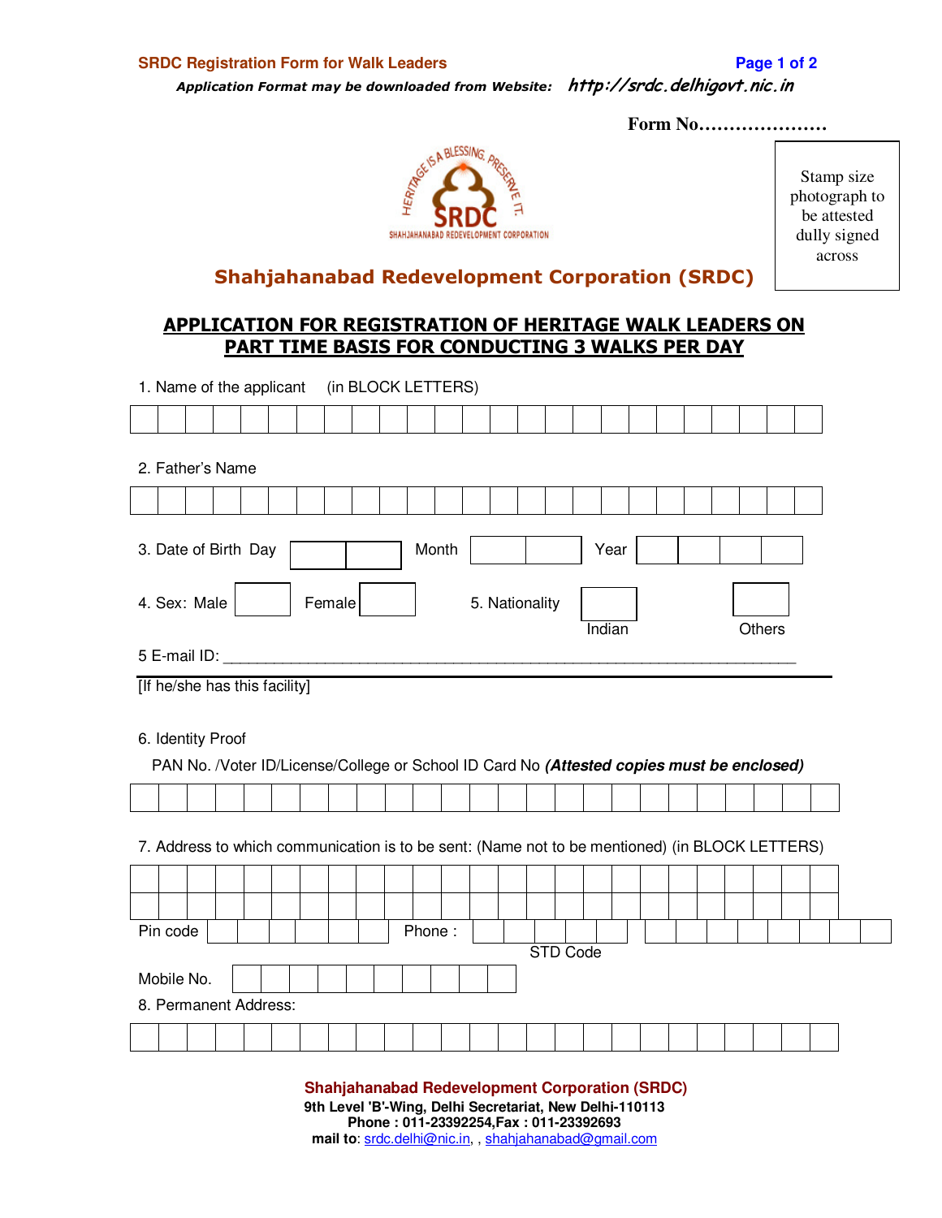SRDC Registration Form for Walk Leaders

*Application Format may be downloaded from Website:* ***http://srdc.delhigovt.nic.in***

**Form No…………………**

HERITAGE IS A BLESSING, PRESERVE IT.
SRDC
SHAHJAHANABAD REDEVELOPMENT CORPORATION

Stamp size photograph to be attested dully signed across

## Shahjahanabad Redevelopment Corporation (SRDC)

### APPLICATION FOR REGISTRATION OF HERITAGE WALK LEADERS ON PART TIME BASIS FOR CONDUCTING 3 WALKS PER DAY

1. Name of the applicant (in BLOCK LETTERS)

2. Father's Name

3. Date of Birth Day Month Year

4. Sex: Male Female 5. Nationality Indian Others

5 E-mail ID: ___________________________________________________________

[If he/she has this facility]

6. Identity Proof

PAN No. /Voter ID/License/College or School ID Card No ***(Attested copies must be enclosed)***

7. Address to which communication is to be sent: (Name not to be mentioned) (in BLOCK LETTERS)

Pin code Phone : STD Code

Mobile No.

8. Permanent Address:

**Shahjahanabad Redevelopment Corporation (SRDC)**
**9th Level 'B'-Wing, Delhi Secretariat, New Delhi-110113**
**Phone : 011-23392254,Fax : 011-23392693**
**mail to**: srdc.delhi@nic.in, , shahjahanabad@gmail.com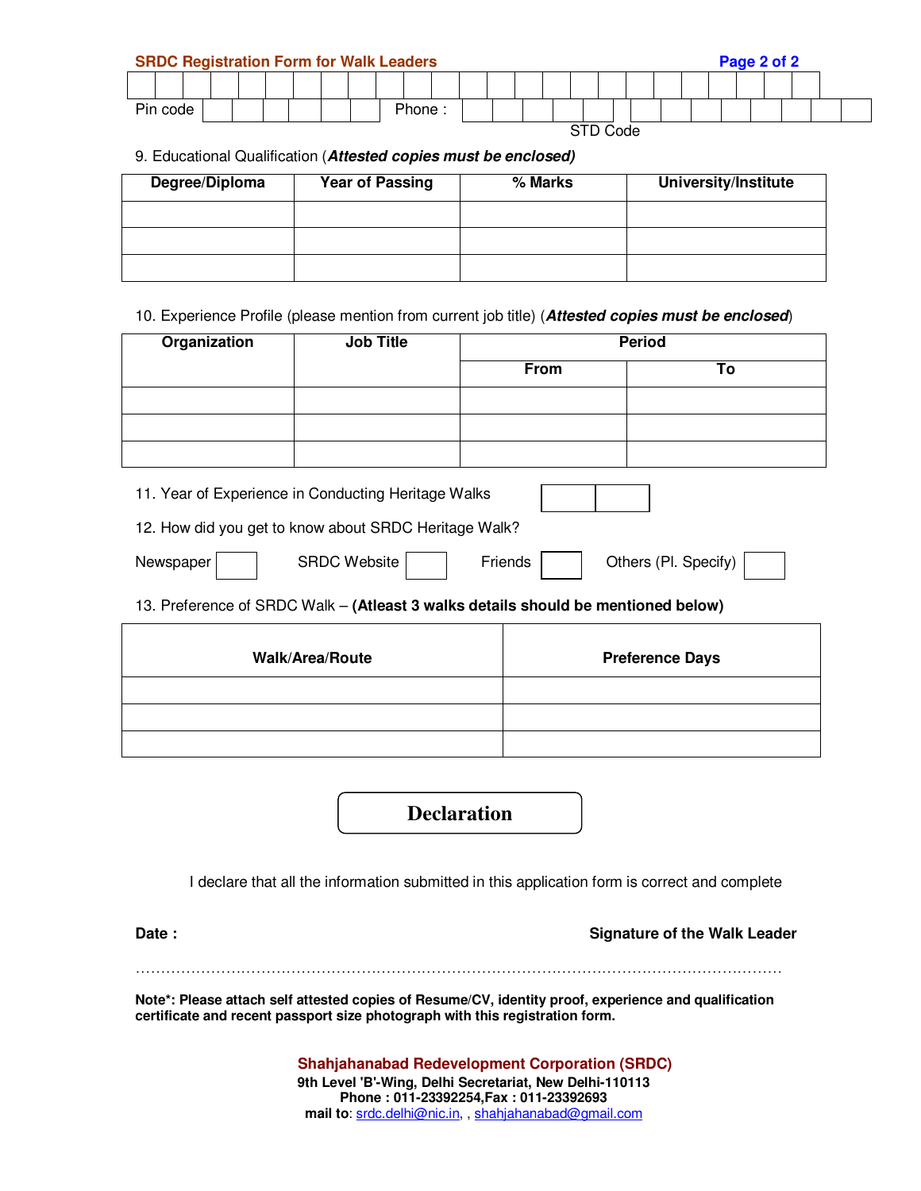Pin code &nbsp;&nbsp;&nbsp;&nbsp; Phone :

STD Code

9. Educational Qualification (***Attested copies must be enclosed)***

| Degree/Diploma | Year of Passing | % Marks | University/Institute |
|---|---|---|---|
| | | | |
| | | | |
| | | | |

10. Experience Profile (please mention from current job title) (***Attested copies must be enclosed***)

| Organization | Job Title | Period | |
|---|---|---|---|
| | | From | To |
| | | | |
| | | | |
| | | | |

11. Year of Experience in Conducting Heritage Walks

12. How did you get to know about SRDC Heritage Walk?

Newspaper &nbsp;&nbsp; SRDC Website &nbsp;&nbsp; Friends &nbsp;&nbsp; Others (Pl. Specify)

13. Preference of SRDC Walk – **(Atleast 3 walks details should be mentioned below)**

| Walk/Area/Route | Preference Days |
|---|---|
| | |
| | |
| | |

## Declaration

I declare that all the information submitted in this application form is correct and complete

**Date :** &nbsp;&nbsp;&nbsp;&nbsp; **Signature of the Walk Leader**

……………………………………………………………………………………………………………………

**Note\*: Please attach self attested copies of Resume/CV, identity proof, experience and qualification certificate and recent passport size photograph with this registration form.**

**Shahjahanabad Redevelopment Corporation (SRDC)**
**9th Level 'B'-Wing, Delhi Secretariat, New Delhi-110113**
**Phone : 011-23392254,Fax : 011-23392693**
**mail to**: srdc.delhi@nic.in, , shahjahanabad@gmail.com